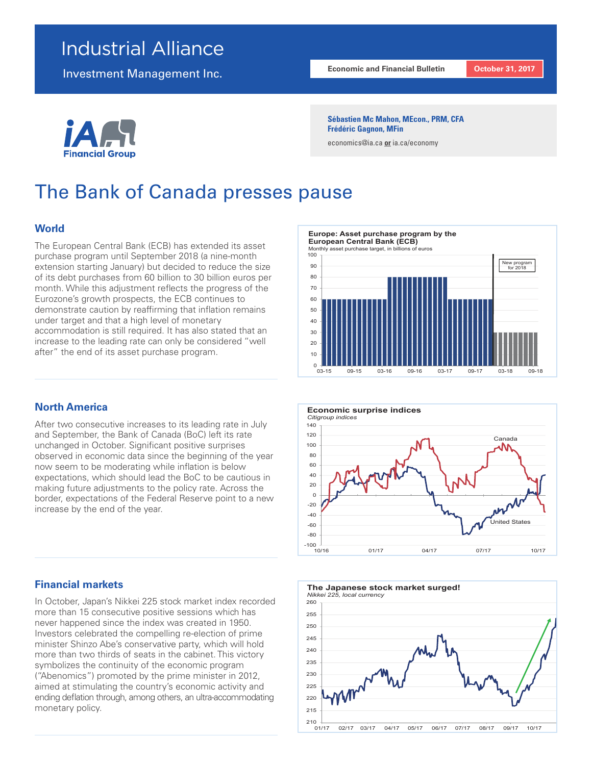# Industrial Alliance

Investment Management Inc.

**Economic and Financial Bulletin** | **October 31, 2017**

iA Financial Group

**Sébastien Mc Mahon, MEcon., PRM, CFA**
**Frédéric Gagnon, MFin**

economics@ia.ca **or** ia.ca/economy

# The Bank of Canada presses pause

## World

The European Central Bank (ECB) has extended its asset purchase program until September 2018 (a nine-month extension starting January) but decided to reduce the size of its debt purchases from 60 billion to 30 billion euros per month. While this adjustment reflects the progress of the Eurozone's growth prospects, the ECB continues to demonstrate caution by reaffirming that inflation remains under target and that a high level of monetary accommodation is still required. It has also stated that an increase to the leading rate can only be considered "well after" the end of its asset purchase program.

**Europe: Asset purchase program by the European Central Bank (ECB)**
Monthly asset purchase target, in billions of euros

## North America

After two consecutive increases to its leading rate in July and September, the Bank of Canada (BoC) left its rate unchanged in October. Significant positive surprises observed in economic data since the beginning of the year now seem to be moderating while inflation is below expectations, which should lead the BoC to be cautious in making future adjustments to the policy rate. Across the border, expectations of the Federal Reserve point to a new increase by the end of the year.

**Economic surprise indices**
*Citigroup indices*

## Financial markets

In October, Japan's Nikkei 225 stock market index recorded more than 15 consecutive positive sessions which has never happened since the index was created in 1950. Investors celebrated the compelling re-election of prime minister Shinzo Abe's conservative party, which will hold more than two thirds of seats in the cabinet. This victory symbolizes the continuity of the economic program ("Abenomics") promoted by the prime minister in 2012, aimed at stimulating the country's economic activity and ending deflation through, among others, an ultra-accommodating monetary policy.

**The Japanese stock market surged!**
*Nikkei 225, local currency*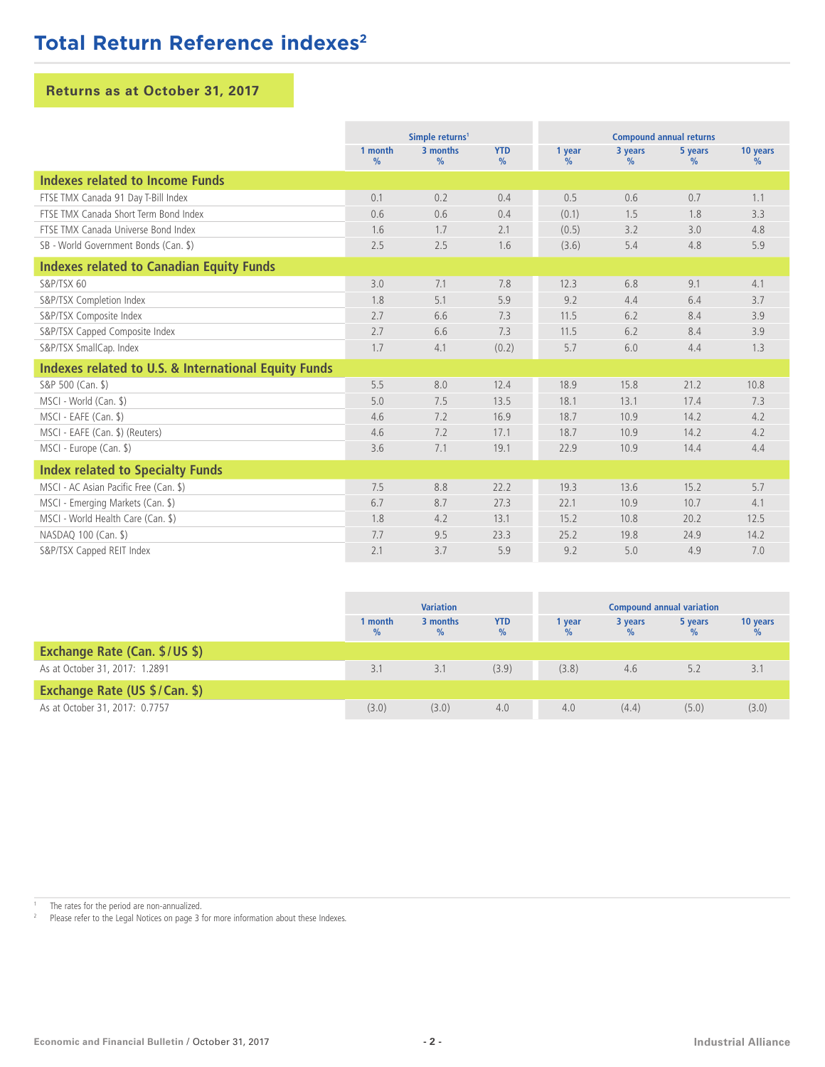# Total Return Reference indexes[2]

## Returns as at October 31, 2017

| | Simple returns[1] | | | Compound annual returns | | | |
|---|---|---|---|---|---|---|---|
| | 1 month % | 3 months % | YTD % | 1 year % | 3 years % | 5 years % | 10 years % |
| **Indexes related to Income Funds** | | | | | | | |
| FTSE TMX Canada 91 Day T-Bill Index | 0.1 | 0.2 | 0.4 | 0.5 | 0.6 | 0.7 | 1.1 |
| FTSE TMX Canada Short Term Bond Index | 0.6 | 0.6 | 0.4 | (0.1) | 1.5 | 1.8 | 3.3 |
| FTSE TMX Canada Universe Bond Index | 1.6 | 1.7 | 2.1 | (0.5) | 3.2 | 3.0 | 4.8 |
| SB - World Government Bonds (Can. $) | 2.5 | 2.5 | 1.6 | (3.6) | 5.4 | 4.8 | 5.9 |
| **Indexes related to Canadian Equity Funds** | | | | | | | |
| S&P/TSX 60 | 3.0 | 7.1 | 7.8 | 12.3 | 6.8 | 9.1 | 4.1 |
| S&P/TSX Completion Index | 1.8 | 5.1 | 5.9 | 9.2 | 4.4 | 6.4 | 3.7 |
| S&P/TSX Composite Index | 2.7 | 6.6 | 7.3 | 11.5 | 6.2 | 8.4 | 3.9 |
| S&P/TSX Capped Composite Index | 2.7 | 6.6 | 7.3 | 11.5 | 6.2 | 8.4 | 3.9 |
| S&P/TSX SmallCap. Index | 1.7 | 4.1 | (0.2) | 5.7 | 6.0 | 4.4 | 1.3 |
| **Indexes related to U.S. & International Equity Funds** | | | | | | | |
| S&P 500 (Can. $) | 5.5 | 8.0 | 12.4 | 18.9 | 15.8 | 21.2 | 10.8 |
| MSCI - World (Can. $) | 5.0 | 7.5 | 13.5 | 18.1 | 13.1 | 17.4 | 7.3 |
| MSCI - EAFE (Can. $) | 4.6 | 7.2 | 16.9 | 18.7 | 10.9 | 14.2 | 4.2 |
| MSCI - EAFE (Can. $) (Reuters) | 4.6 | 7.2 | 17.1 | 18.7 | 10.9 | 14.2 | 4.2 |
| MSCI - Europe (Can. $) | 3.6 | 7.1 | 19.1 | 22.9 | 10.9 | 14.4 | 4.4 |
| **Index related to Specialty Funds** | | | | | | | |
| MSCI - AC Asian Pacific Free (Can. $) | 7.5 | 8.8 | 22.2 | 19.3 | 13.6 | 15.2 | 5.7 |
| MSCI - Emerging Markets (Can. $) | 6.7 | 8.7 | 27.3 | 22.1 | 10.9 | 10.7 | 4.1 |
| MSCI - World Health Care (Can. $) | 1.8 | 4.2 | 13.1 | 15.2 | 10.8 | 20.2 | 12.5 |
| NASDAQ 100 (Can. $) | 7.7 | 9.5 | 23.3 | 25.2 | 19.8 | 24.9 | 14.2 |
| S&P/TSX Capped REIT Index | 2.1 | 3.7 | 5.9 | 9.2 | 5.0 | 4.9 | 7.0 |

| | Variation | | | Compound annual variation | | | |
|---|---|---|---|---|---|---|---|
| | 1 month % | 3 months % | YTD % | 1 year % | 3 years % | 5 years % | 10 years % |
| **Exchange Rate (Can. $/US $)** | | | | | | | |
| As at October 31, 2017: 1.2891 | 3.1 | 3.1 | (3.9) | (3.8) | 4.6 | 5.2 | 3.1 |
| **Exchange Rate (US $/Can. $)** | | | | | | | |
| As at October 31, 2017: 0.7757 | (3.0) | (3.0) | 4.0 | 4.0 | (4.4) | (5.0) | (3.0) |

[1] The rates for the period are non-annualized.

[2] Please refer to the Legal Notices on page 3 for more information about these Indexes.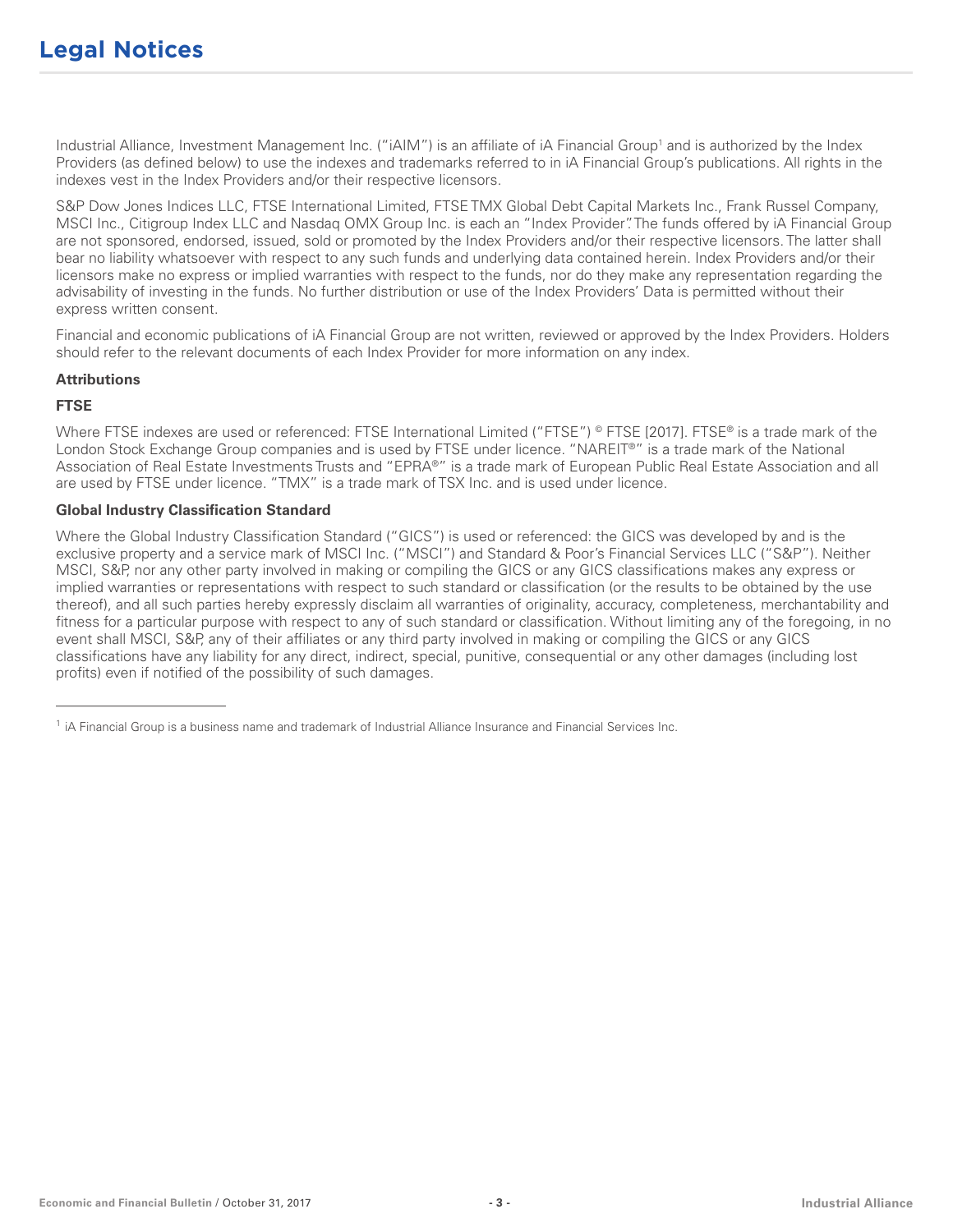# Legal Notices

Industrial Alliance, Investment Management Inc. ("iAIM") is an affiliate of iA Financial Group[1] and is authorized by the Index Providers (as defined below) to use the indexes and trademarks referred to in iA Financial Group's publications. All rights in the indexes vest in the Index Providers and/or their respective licensors.

S&P Dow Jones Indices LLC, FTSE International Limited, FTSE TMX Global Debt Capital Markets Inc., Frank Russel Company, MSCI Inc., Citigroup Index LLC and Nasdaq OMX Group Inc. is each an "Index Provider". The funds offered by iA Financial Group are not sponsored, endorsed, issued, sold or promoted by the Index Providers and/or their respective licensors. The latter shall bear no liability whatsoever with respect to any such funds and underlying data contained herein. Index Providers and/or their licensors make no express or implied warranties with respect to the funds, nor do they make any representation regarding the advisability of investing in the funds. No further distribution or use of the Index Providers' Data is permitted without their express written consent.

Financial and economic publications of iA Financial Group are not written, reviewed or approved by the Index Providers. Holders should refer to the relevant documents of each Index Provider for more information on any index.

**Attributions**

**FTSE**

Where FTSE indexes are used or referenced: FTSE International Limited ("FTSE") © FTSE [2017]. FTSE® is a trade mark of the London Stock Exchange Group companies and is used by FTSE under licence. "NAREIT®" is a trade mark of the National Association of Real Estate Investments Trusts and "EPRA®" is a trade mark of European Public Real Estate Association and all are used by FTSE under licence. "TMX" is a trade mark of TSX Inc. and is used under licence.

**Global Industry Classification Standard**

Where the Global Industry Classification Standard ("GICS") is used or referenced: the GICS was developed by and is the exclusive property and a service mark of MSCI Inc. ("MSCI") and Standard & Poor's Financial Services LLC ("S&P"). Neither MSCI, S&P, nor any other party involved in making or compiling the GICS or any GICS classifications makes any express or implied warranties or representations with respect to such standard or classification (or the results to be obtained by the use thereof), and all such parties hereby expressly disclaim all warranties of originality, accuracy, completeness, merchantability and fitness for a particular purpose with respect to any of such standard or classification. Without limiting any of the foregoing, in no event shall MSCI, S&P, any of their affiliates or any third party involved in making or compiling the GICS or any GICS classifications have any liability for any direct, indirect, special, punitive, consequential or any other damages (including lost profits) even if notified of the possibility of such damages.

---

[1] iA Financial Group is a business name and trademark of Industrial Alliance Insurance and Financial Services Inc.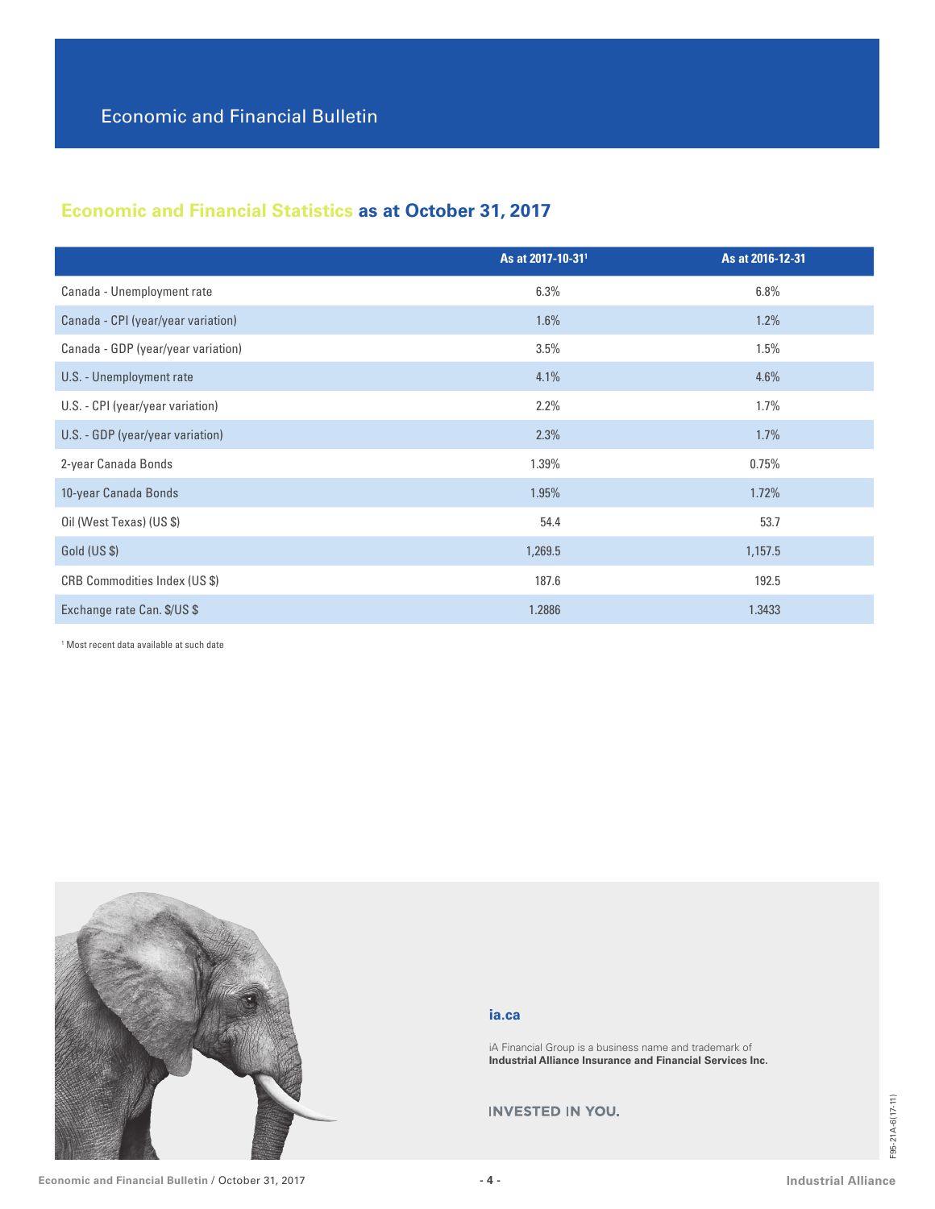# Economic and Financial Bulletin

## Economic and Financial Statistics as at October 31, 2017

| | As at 2017-10-31[1] | As at 2016-12-31 |
|---|---|---|
| Canada - Unemployment rate | 6.3% | 6.8% |
| Canada - CPI (year/year variation) | 1.6% | 1.2% |
| Canada - GDP (year/year variation) | 3.5% | 1.5% |
| U.S. - Unemployment rate | 4.1% | 4.6% |
| U.S. - CPI (year/year variation) | 2.2% | 1.7% |
| U.S. - GDP (year/year variation) | 2.3% | 1.7% |
| 2-year Canada Bonds | 1.39% | 0.75% |
| 10-year Canada Bonds | 1.95% | 1.72% |
| Oil (West Texas) (US $) | 54.4 | 53.7 |
| Gold (US $) | 1,269.5 | 1,157.5 |
| CRB Commodities Index (US $) | 187.6 | 192.5 |
| Exchange rate Can. $/US $ | 1.2886 | 1.3433 |

[1] Most recent data available at such date

**ia.ca**

iA Financial Group is a business name and trademark of **Industrial Alliance Insurance and Financial Services Inc.**

INVESTED IN YOU.

F95-21A-6(17-11)